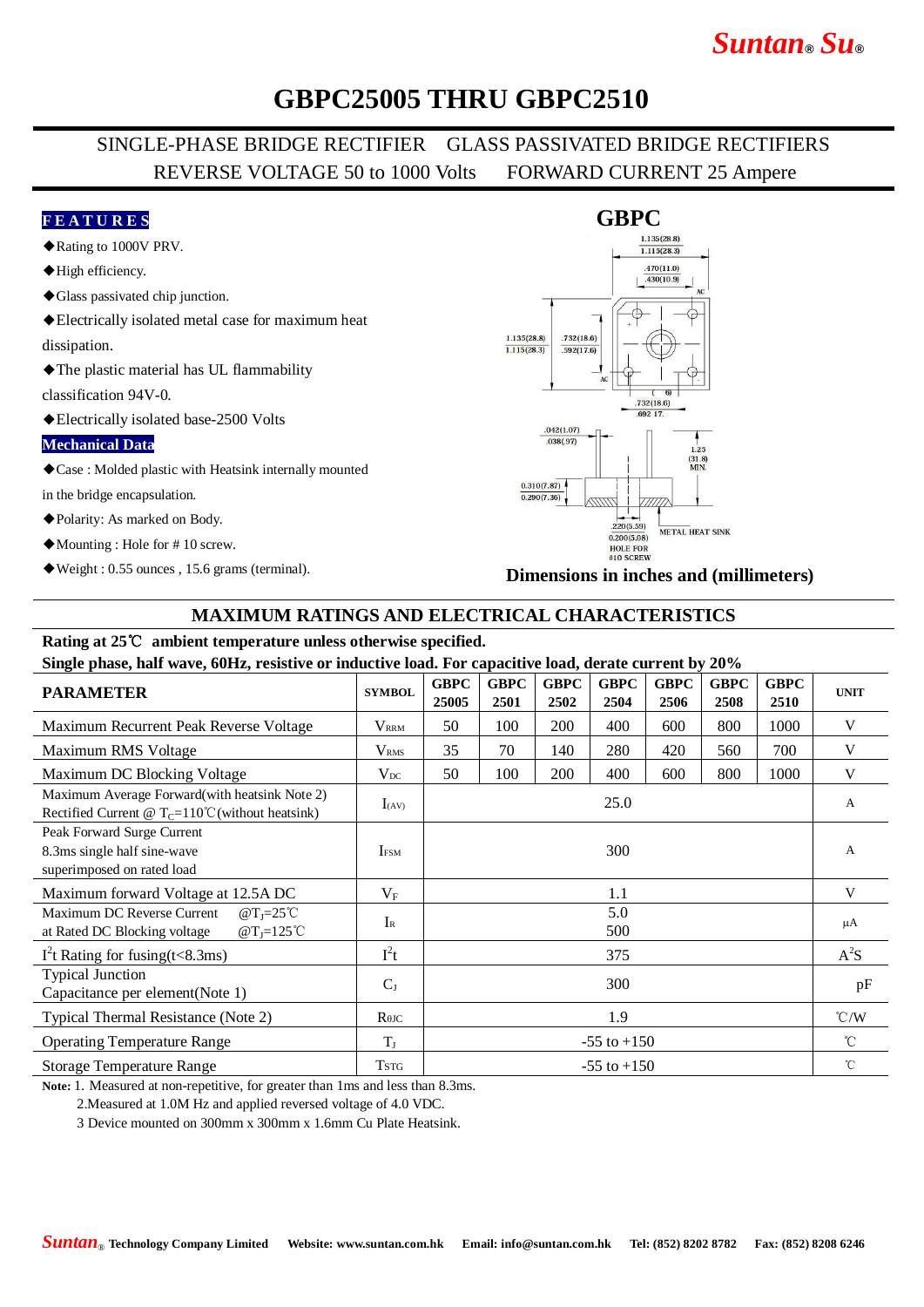# GBPC25005 THRU GBPC2510

SINGLE-PHASE BRIDGE RECTIFIER GLASS PASSIVATED BRIDGE RECTIFIERS

REVERSE VOLTAGE 50 to 1000 Volts FORWARD CURRENT 25 Ampere

**FEATURES**

- ◆Rating to 1000V PRV.
- ◆High efficiency.
- ◆Glass passivated chip junction.
- ◆Electrically isolated metal case for maximum heat dissipation.
- ◆The plastic material has UL flammability classification 94V-0.
- ◆Electrically isolated base-2500 Volts

**Mechanical Data**

- ◆Case : Molded plastic with Heatsink internally mounted in the bridge encapsulation.
- ◆Polarity: As marked on Body.
- ◆Mounting : Hole for # 10 screw.
- ◆Weight : 0.55 ounces , 15.6 grams (terminal).

**GBPC**

1.135(28.8) 1.113(28.3) .470(11.0) .430(10.9) AC 1.135(28.8) 1.115(28.3) .732(18.6) .592(17.6) AC .732(18.6) .692 17. .042(1.07) .038(.97) 1.25 (31.8) MIN. 0.310(7.87) 0.290(7.36) .220(5.59) 0.200(5.08) HOLE FOR #10 SCREW METAL HEAT SINK

**Dimensions in inches and (millimeters)**

## MAXIMUM RATINGS AND ELECTRICAL CHARACTERISTICS

**Rating at 25℃ ambient temperature unless otherwise specified.**

**Single phase, half wave, 60Hz, resistive or inductive load. For capacitive load, derate current by 20%**

| PARAMETER | SYMBOL | GBPC 25005 | GBPC 2501 | GBPC 2502 | GBPC 2504 | GBPC 2506 | GBPC 2508 | GBPC 2510 | UNIT |
|---|---|---|---|---|---|---|---|---|---|
| Maximum Recurrent Peak Reverse Voltage | $V_{RRM}$ | 50 | 100 | 200 | 400 | 600 | 800 | 1000 | V |
| Maximum RMS Voltage | $V_{RMS}$ | 35 | 70 | 140 | 280 | 420 | 560 | 700 | V |
| Maximum DC Blocking Voltage | $V_{DC}$ | 50 | 100 | 200 | 400 | 600 | 800 | 1000 | V |
| Maximum Average Forward(with heatsink Note 2) Rectified Current @ $T_C$=110℃(without heatsink) | $I_{(AV)}$ | 25.0 | | | | | | | A |
| Peak Forward Surge Current 8.3ms single half sine-wave superimposed on rated load | $I_{FSM}$ | 300 | | | | | | | A |
| Maximum forward Voltage at 12.5A DC | $V_F$ | 1.1 | | | | | | | V |
| Maximum DC Reverse Current @$T_J$=25℃ at Rated DC Blocking voltage @$T_J$=125℃ | $I_R$ | 5.0 / 500 | | | | | | | μA |
| $I^2t$ Rating for fusing(t<8.3ms) | $I^2t$ | 375 | | | | | | | $A^2S$ |
| Typical Junction Capacitance per element(Note 1) | $C_J$ | 300 | | | | | | | pF |
| Typical Thermal Resistance (Note 2) | $R_{\theta JC}$ | 1.9 | | | | | | | ℃/W |
| Operating Temperature Range | $T_J$ | -55 to +150 | | | | | | | ℃ |
| Storage Temperature Range | $T_{STG}$ | -55 to +150 | | | | | | | ℃ |

**Note:** 1. Measured at non-repetitive, for greater than 1ms and less than 8.3ms.

2.Measured at 1.0M Hz and applied reversed voltage of 4.0 VDC.

3 Device mounted on 300mm x 300mm x 1.6mm Cu Plate Heatsink.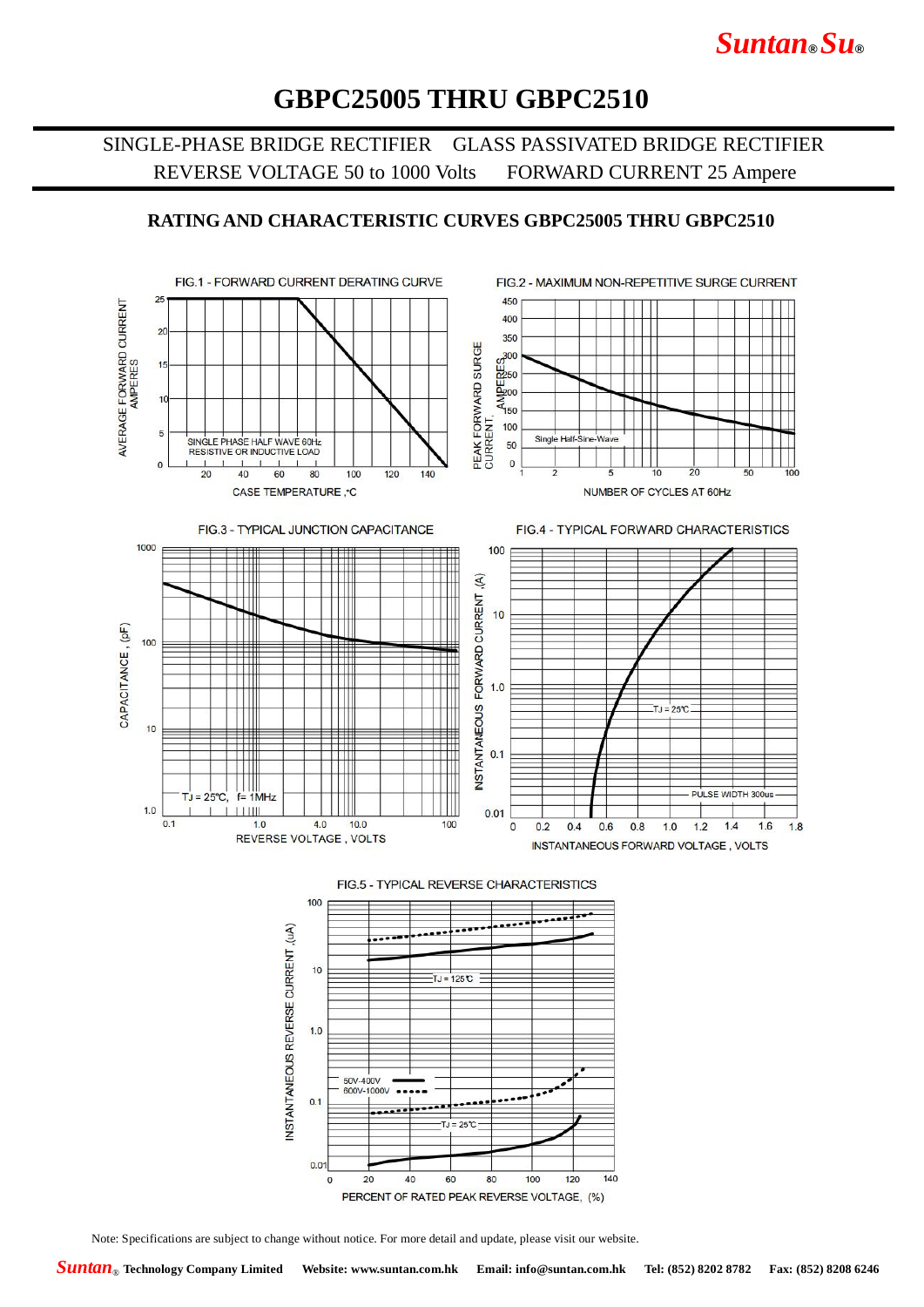# GBPC25005 THRU GBPC2510

SINGLE-PHASE BRIDGE RECTIFIER GLASS PASSIVATED BRIDGE RECTIFIER

REVERSE VOLTAGE 50 to 1000 Volts FORWARD CURRENT 25 Ampere

## RATING AND CHARACTERISTIC CURVES GBPC25005 THRU GBPC2510

FIG.1 - FORWARD CURRENT DERATING CURVE

AVERAGE FORWARD CURRENT AMPERES

25
20
15
10
5
0

SINGLE PHASE HALF WAVE 60Hz
RESISTIVE OR INDUCTIVE LOAD

20 40 60 80 100 120 140

CASE TEMPERATURE ,°C

FIG.2 - MAXIMUM NON-REPETITIVE SURGE CURRENT

PEAK FORWARD SURGE CURRENT, AMPERES

450
400
350
300
250
200
150
100
50
0

Single Half-Sine-Wave

1 2 5 10 20 50 100

NUMBER OF CYCLES AT 60Hz

FIG.3 - TYPICAL JUNCTION CAPACITANCE

CAPACITANCE , (pF)

1000
100
10
1.0

TJ = 25℃, f= 1MHz

0.1 1.0 4.0 10.0 100

REVERSE VOLTAGE , VOLTS

FIG.4 - TYPICAL FORWARD CHARACTERISTICS

INSTANTANEOUS FORWARD CURRENT ,(A)

100
10
1.0
0.1
0.01

TJ = 25℃

PULSE WIDTH 300us

0 0.2 0.4 0.6 0.8 1.0 1.2 1.4 1.6 1.8

INSTANTANEOUS FORWARD VOLTAGE , VOLTS

FIG.5 - TYPICAL REVERSE CHARACTERISTICS

INSTANTANEOUS REVERSE CURRENT ,(uA)

100
10
1.0
0.1
0.01

TJ = 125℃

50V-400V
600V-1000V

TJ = 25℃

0 20 40 60 80 100 120 140

PERCENT OF RATED PEAK REVERSE VOLTAGE, (%)

Note: Specifications are subject to change without notice. For more detail and update, please visit our website.